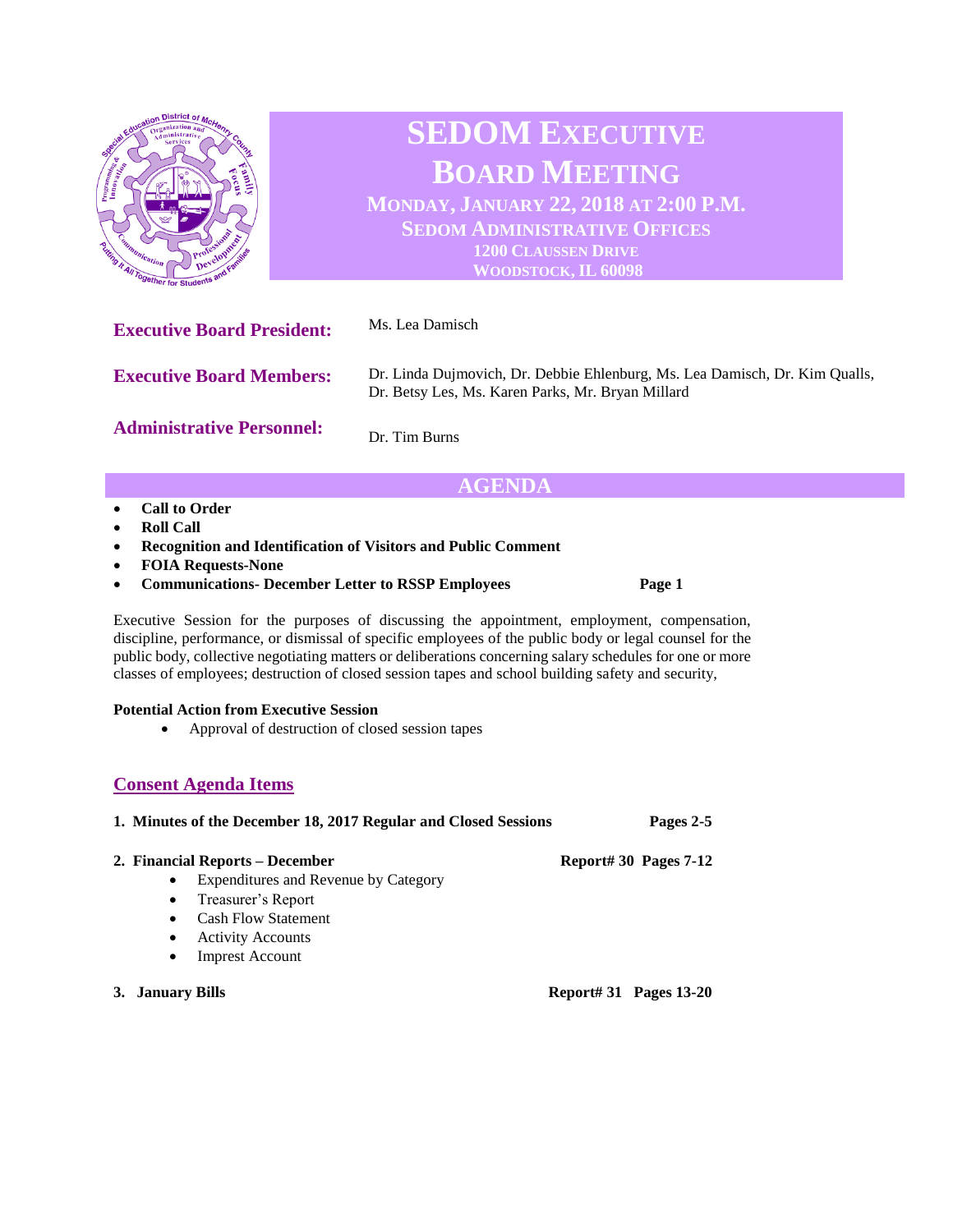# SEDOM EXECUTIVE BOARD MEETING

**MONDAY, JANUARY 22, 2018 AT 2:00 P.M.**
**SEDOM ADMINISTRATIVE OFFICES**
**1200 CLAUSSEN DRIVE**
**WOODSTOCK, IL 60098**

**Executive Board President:** Ms. Lea Damisch

**Executive Board Members:** Dr. Linda Dujmovich, Dr. Debbie Ehlenburg, Ms. Lea Damisch, Dr. Kim Qualls, Dr. Betsy Les, Ms. Karen Parks, Mr. Bryan Millard

**Administrative Personnel:** Dr. Tim Burns

## AGENDA

- **Call to Order**
- **Roll Call**
- **Recognition and Identification of Visitors and Public Comment**
- **FOIA Requests-None**
- **Communications- December Letter to RSSP Employees** **Page 1**

Executive Session for the purposes of discussing the appointment, employment, compensation, discipline, performance, or dismissal of specific employees of the public body or legal counsel for the public body, collective negotiating matters or deliberations concerning salary schedules for one or more classes of employees; destruction of closed session tapes and school building safety and security,

**Potential Action from Executive Session**

- Approval of destruction of closed session tapes

## Consent Agenda Items

**1. Minutes of the December 18, 2017 Regular and Closed Sessions** **Pages 2-5**

**2. Financial Reports – December** **Report# 30 Pages 7-12**

- Expenditures and Revenue by Category
- Treasurer's Report
- Cash Flow Statement
- Activity Accounts
- Imprest Account

**3. January Bills** **Report# 31 Pages 13-20**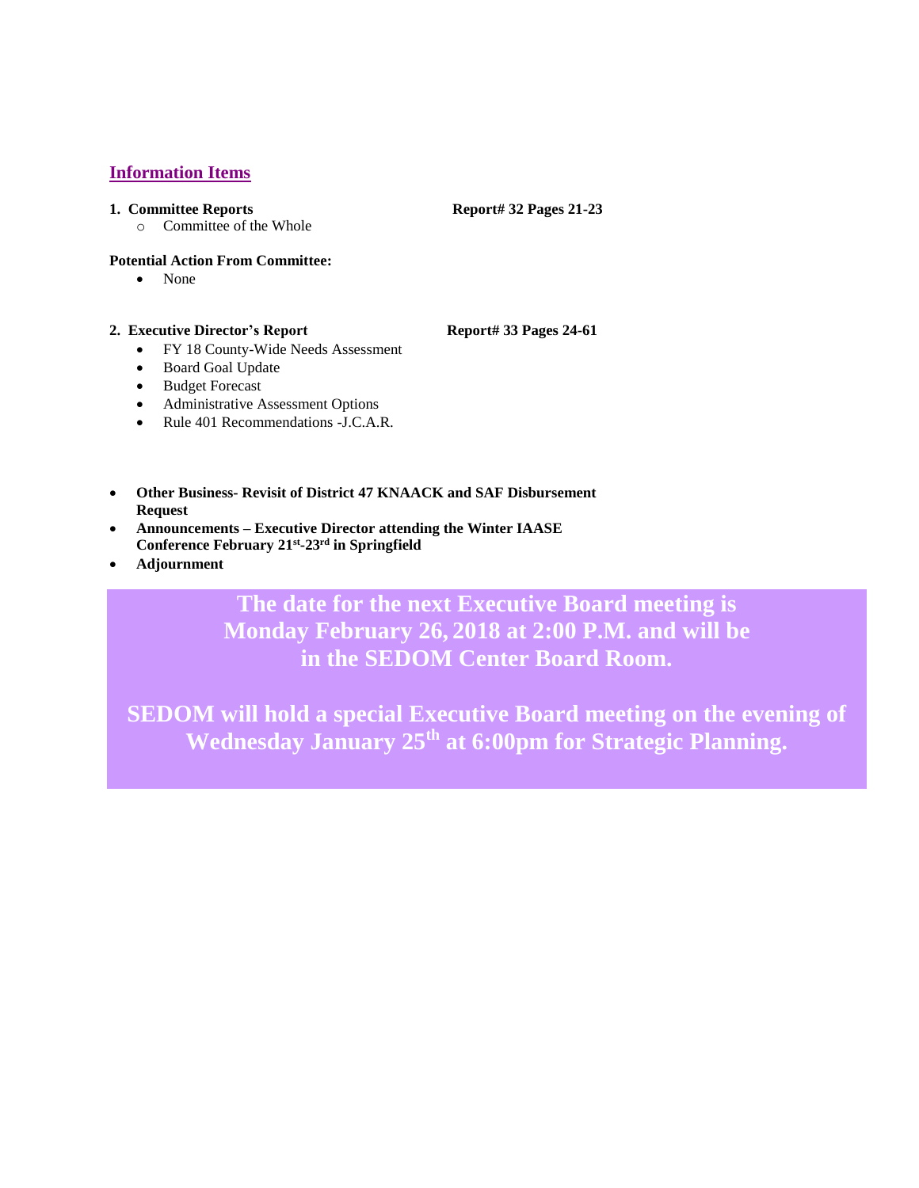## Information Items

1. **Committee Reports** **Report# 32 Pages 21-23**
   - Committee of the Whole

**Potential Action From Committee:**

- None

2. **Executive Director's Report** **Report# 33 Pages 24-61**
   - FY 18 County-Wide Needs Assessment
   - Board Goal Update
   - Budget Forecast
   - Administrative Assessment Options
   - Rule 401 Recommendations -J.C.A.R.

- **Other Business- Revisit of District 47 KNAACK and SAF Disbursement Request**
- **Announcements – Executive Director attending the Winter IAASE Conference February 21st-23rd in Springfield**
- **Adjournment**

**The date for the next Executive Board meeting is Monday February 26, 2018 at 2:00 P.M. and will be in the SEDOM Center Board Room.**

**SEDOM will hold a special Executive Board meeting on the evening of Wednesday January 25th at 6:00pm for Strategic Planning.**